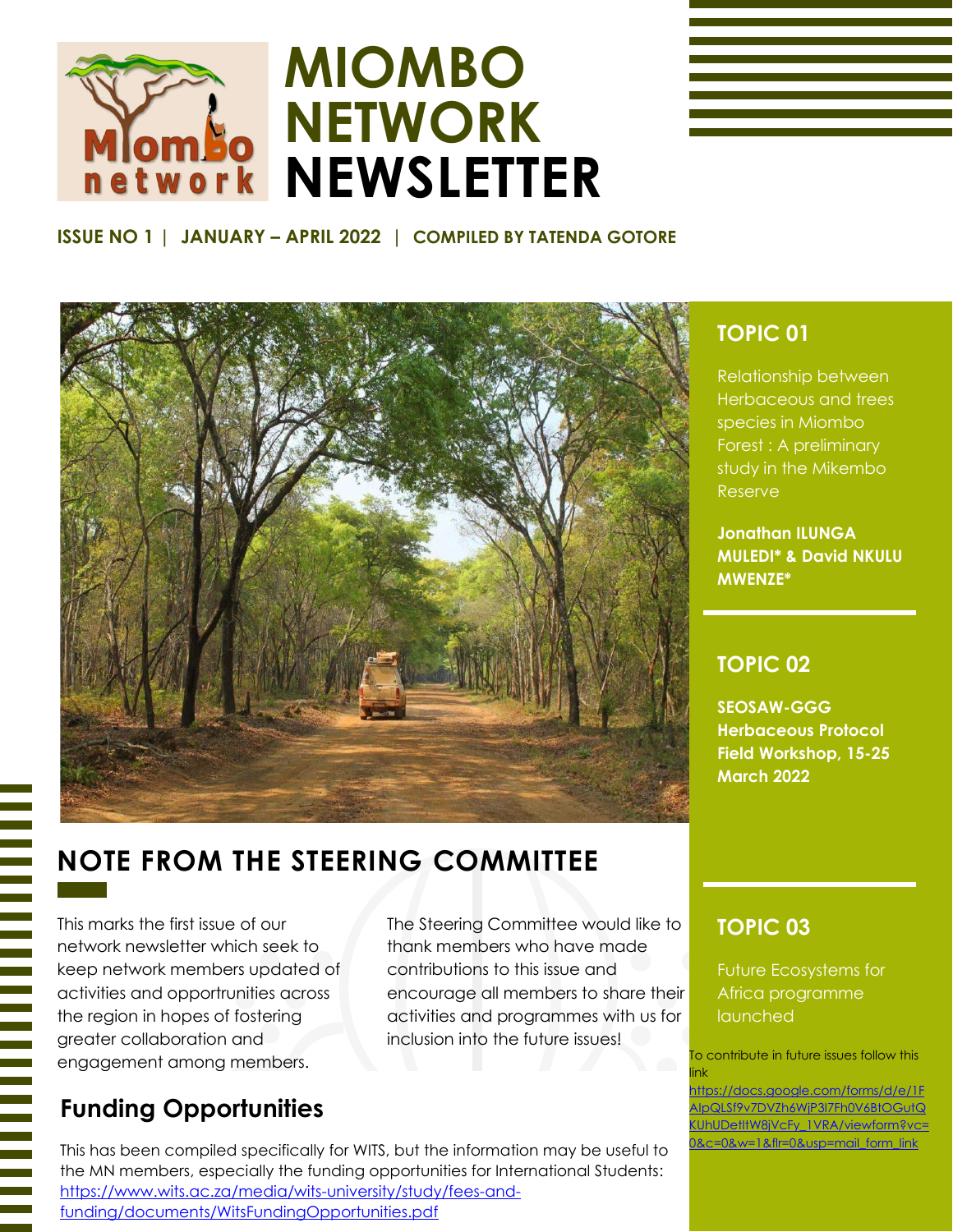# MIOMBO NETWORK NEWSLETTER

**ISSUE NO 1 | JANUARY – APRIL 2022 | COMPILED BY TATENDA GOTORE**

## NOTE FROM THE STEERING COMMITTEE

This marks the first issue of our network newsletter which seek to keep network members updated of activities and opprortunities across the region in hopes of fostering greater collaboration and engagement among members.

The Steering Committee would like to thank members who have made contributions to this issue and encourage all members to share their activities and programmes with us for inclusion into the future issues!

## Funding Opportunities

This has been compiled specifically for WITS, but the information may be useful to the MN members, especially the funding opportunities for International Students: https://www.wits.ac.za/media/wits-university/study/fees-and-funding/documents/WitsFundingOpportunities.pdf

### TOPIC 01

Relationship between Herbaceous and trees species in Miombo Forest : A preliminary study in the Mikembo Reserve

**Jonathan ILUNGA MULEDI* & David NKULU MWENZE***

### TOPIC 02

**SEOSAW-GGG Herbaceous Protocol Field Workshop, 15-25 March 2022**

### TOPIC 03

Future Ecosystems for Africa programme launched

To contribute in future issues follow this link
https://docs.google.com/forms/d/e/1FAIpQLSf9v7DVZh6WjP3I7Fh0V6BtOGutQKUhUDetltW8jVcFy_1VRA/viewform?vc=0&c=0&w=1&flr=0&usp=mail_form_link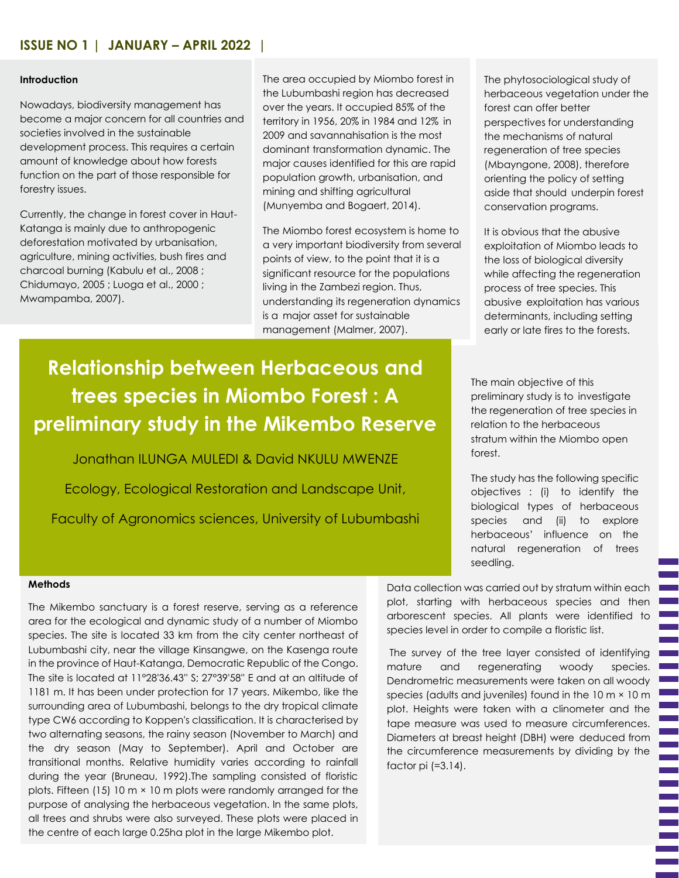# Relationship between Herbaceous and trees species in Miombo Forest : A preliminary study in the Mikembo Reserve

Jonathan ILUNGA MULEDI & David NKULU MWENZE

Ecology, Ecological Restoration and Landscape Unit,

Faculty of Agronomics sciences, University of Lubumbashi

**Introduction**

Nowadays, biodiversity management has become a major concern for all countries and societies involved in the sustainable development process. This requires a certain amount of knowledge about how forests function on the part of those responsible for forestry issues.

Currently, the change in forest cover in Haut-Katanga is mainly due to anthropogenic deforestation motivated by urbanisation, agriculture, mining activities, bush fires and charcoal burning (Kabulu et al., 2008 ; Chidumayo, 2005 ; Luoga et al., 2000 ; Mwampamba, 2007).

The area occupied by Miombo forest in the Lubumbashi region has decreased over the years. It occupied 85% of the territory in 1956, 20% in 1984 and 12% in 2009 and savannahisation is the most dominant transformation dynamic. The major causes identified for this are rapid population growth, urbanisation, and mining and shifting agricultural (Munyemba and Bogaert, 2014).

The Miombo forest ecosystem is home to a very important biodiversity from several points of view, to the point that it is a significant resource for the populations living in the Zambezi region. Thus, understanding its regeneration dynamics is a major asset for sustainable management (Malmer, 2007).

The phytosociological study of herbaceous vegetation under the forest can offer better perspectives for understanding the mechanisms of natural regeneration of tree species (Mbayngone, 2008), therefore orienting the policy of setting aside that should underpin forest conservation programs.

It is obvious that the abusive exploitation of Miombo leads to the loss of biological diversity while affecting the regeneration process of tree species. This abusive exploitation has various determinants, including setting early or late fires to the forests.

The main objective of this preliminary study is to investigate the regeneration of tree species in relation to the herbaceous stratum within the Miombo open forest.

The study has the following specific objectives : (i) to identify the biological types of herbaceous species and (ii) to explore herbaceous' influence on the natural regeneration of trees seedling.

**Methods**

The Mikembo sanctuary is a forest reserve, serving as a reference area for the ecological and dynamic study of a number of Miombo species. The site is located 33 km from the city center northeast of Lubumbashi city, near the village Kinsangwe, on the Kasenga route in the province of Haut-Katanga, Democratic Republic of the Congo. The site is located at 11°28'36.43'' S; 27°39'58'' E and at an altitude of 1181 m. It has been under protection for 17 years. Mikembo, like the surrounding area of Lubumbashi, belongs to the dry tropical climate type CW6 according to Koppen's classification. It is characterised by two alternating seasons, the rainy season (November to March) and the dry season (May to September). April and October are transitional months. Relative humidity varies according to rainfall during the year (Bruneau, 1992).The sampling consisted of floristic plots. Fifteen (15) 10 m × 10 m plots were randomly arranged for the purpose of analysing the herbaceous vegetation. In the same plots, all trees and shrubs were also surveyed. These plots were placed in the centre of each large 0.25ha plot in the large Mikembo plot.

Data collection was carried out by stratum within each plot, starting with herbaceous species and then arborescent species. All plants were identified to species level in order to compile a floristic list.

The survey of the tree layer consisted of identifying mature and regenerating woody species. Dendrometric measurements were taken on all woody species (adults and juveniles) found in the 10 m × 10 m plot. Heights were taken with a clinometer and the tape measure was used to measure circumferences. Diameters at breast height (DBH) were deduced from the circumference measurements by dividing by the factor pi (=3.14).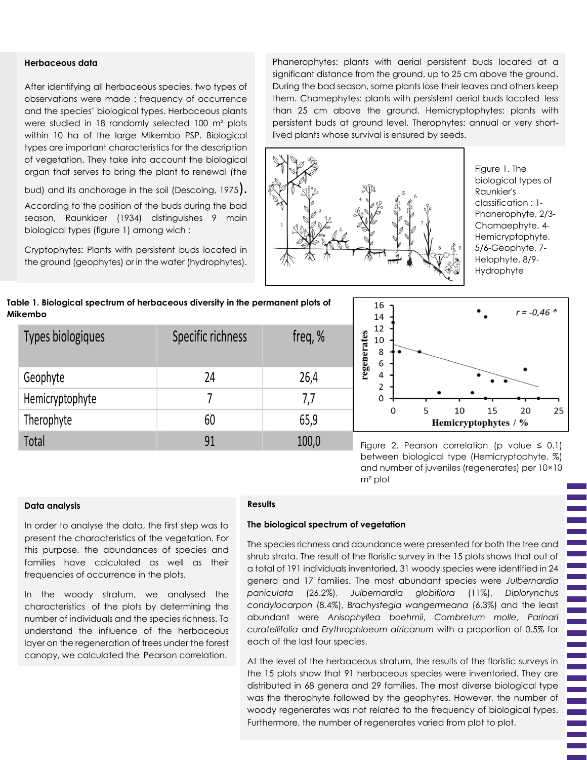### Herbaceous data

After identifying all herbaceous species, two types of observations were made : frequency of occurrence and the species' biological types. Herbaceous plants were studied in 18 randomly selected 100 m² plots within 10 ha of the large Mikembo PSP. Biological types are important characteristics for the description of vegetation. They take into account the biological organ that serves to bring the plant to renewal (the bud) and its anchorage in the soil (Descoing, 1975). According to the position of the buds during the bad season, Raunkiaer (1934) distinguishes 9 main biological types (figure 1) among wich :

Cryptophytes: Plants with persistent buds located in the ground (geophytes) or in the water (hydrophytes).

Phanerophytes: plants with aerial persistent buds located at a significant distance from the ground, up to 25 cm above the ground. During the bad season, some plants lose their leaves and others keep them. Chamephytes: plants with persistent aerial buds located less than 25 cm above the ground. Hemicryptophytes: plants with persistent buds at ground level. Therophytes: annual or very short-lived plants whose survival is ensured by seeds.

Figure 1. The biological types of Raunkier's classification : 1-Phanerophyte, 2/3-Chamaephyte, 4-Hemicryptophyte, 5/6-Geophyte, 7-Helophyte, 8/9-Hydrophyte

**Table 1. Biological spectrum of herbaceous diversity in the permanent plots of Mikembo**

| Types biologiques | Specific richness | freq, % |
|---|---|---|
| Geophyte | 24 | 26,4 |
| Hemicryptophyte | 7 | 7,7 |
| Therophyte | 60 | 65,9 |
| Total | 91 | 100,0 |

Figure 2. Pearson correlation (p value ≤ 0.1) between biological type (Hemicryptophyte, %) and number of juveniles (regenerates) per 10×10 m² plot

### Data analysis

In order to analyse the data, the first step was to present the characteristics of the vegetation. For this purpose, the abundances of species and families have calculated as well as their frequencies of occurrence in the plots.

In the woody stratum, we analysed the characteristics of the plots by determining the number of individuals and the species richness. To understand the influence of the herbaceous layer on the regeneration of trees under the forest canopy, we calculated the Pearson correlation.

## Results

### The biological spectrum of vegetation

The species richness and abundance were presented for both the tree and shrub strata. The result of the floristic survey in the 15 plots shows that out of a total of 191 individuals inventoried, 31 woody species were identified in 24 genera and 17 families. The most abundant species were *Julbernardia paniculata* (26.2%), *Julbernardia globiflora* (11%), *Diplorynchus condylocarpon* (8.4%), *Brachystegia wangermeana* (6.3%) and the least abundant were *Anisophyllea boehmii*, *Combretum molle*, *Parinari curatellifolia* and *Erythrophloeum africanum* with a proportion of 0.5% for each of the last four species.

At the level of the herbaceous stratum, the results of the floristic surveys in the 15 plots show that 91 herbaceous species were inventoried. They are distributed in 68 genera and 29 families. The most diverse biological type was the therophyte followed by the geophytes. However, the number of woody regenerates was not related to the frequency of biological types. Furthermore, the number of regenerates varied from plot to plot.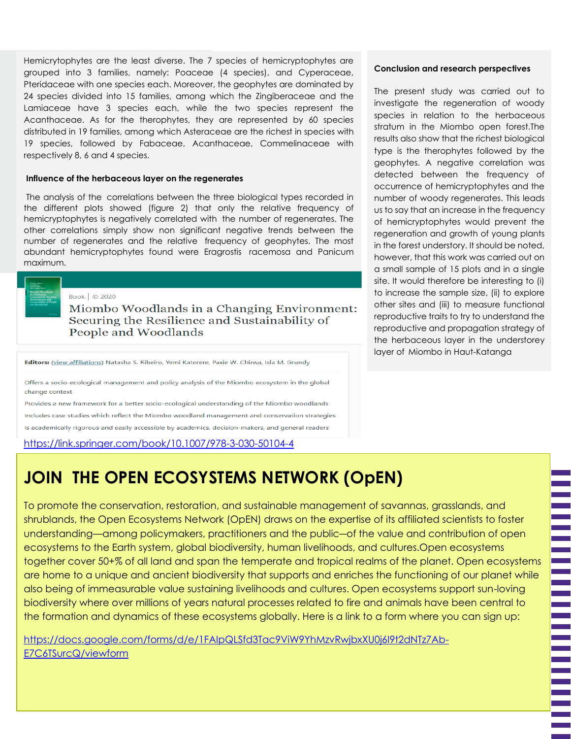Hemicrytophytes are the least diverse. The 7 species of hemicryptophytes are grouped into 3 families, namely: Poaceae (4 species), and Cyperaceae, Pteridaceae with one species each. Moreover, the geophytes are dominated by 24 species divided into 15 families, among which the Zingiberaceae and the Lamiaceae have 3 species each, while the two species represent the Acanthaceae. As for the therophytes, they are represented by 60 species distributed in 19 families, among which Asteraceae are the richest in species with 19 species, followed by Fabaceae, Acanthaceae, Commelinaceae with respectively 8, 6 and 4 species.

**Influence of the herbaceous layer on the regenerates**

The analysis of the correlations between the three biological types recorded in the different plots showed (figure 2) that only the relative frequency of hemicryptophytes is negatively correlated with the number of regenerates. The other correlations simply show non significant negative trends between the number of regenerates and the relative frequency of geophytes. The most abundant hemicryptophytes found were Eragrostis racemosa and Panicum maximum.

**Conclusion and research perspectives**

The present study was carried out to investigate the regeneration of woody species in relation to the herbaceous stratum in the Miombo open forest.The results also show that the richest biological type is the therophytes followed by the geophytes. A negative correlation was detected between the frequency of occurrence of hemicryptophytes and the number of woody regenerates. This leads us to say that an increase in the frequency of hemicryptophytes would prevent the regeneration and growth of young plants in the forest understory. It should be noted, however, that this work was carried out on a small sample of 15 plots and in a single site. It would therefore be interesting to (i) to increase the sample size, (ii) to explore other sites and (iii) to measure functional reproductive traits to try to understand the reproductive and propagation strategy of the herbaceous layer in the understorey layer of Miombo in Haut-Katanga

Book | © 2020

**Miombo Woodlands in a Changing Environment: Securing the Resilience and Sustainability of People and Woodlands**

**Editors:** (view affiliations) Natasha S. Ribeiro, Yemi Katerere, Paxie W. Chirwa, Isla M. Grundy

Offers a socio-ecological management and policy analysis of the Miombo ecosystem in the global change context

Provides a new framework for a better socio-ecological understanding of the Miombo woodlands

Includes case studies which reflect the Miombo woodland management and conservation strategies

Is academically rigorous and easily accessible by academics, decision-makers, and general readers

https://link.springer.com/book/10.1007/978-3-030-50104-4

# JOIN THE OPEN ECOSYSTEMS NETWORK (OpEN)

To promote the conservation, restoration, and sustainable management of savannas, grasslands, and shrublands, the Open Ecosystems Network (OpEN) draws on the expertise of its affiliated scientists to foster understanding—among policymakers, practitioners and the public—of the value and contribution of open ecosystems to the Earth system, global biodiversity, human livelihoods, and cultures.Open ecosystems together cover 50+% of all land and span the temperate and tropical realms of the planet. Open ecosystems are home to a unique and ancient biodiversity that supports and enriches the functioning of our planet while also being of immeasurable value sustaining livelihoods and cultures. Open ecosystems support sun-loving biodiversity where over millions of years natural processes related to fire and animals have been central to the formation and dynamics of these ecosystems globally. Here is a link to a form where you can sign up:

https://docs.google.com/forms/d/e/1FAIpQLSfd3Tac9ViW9YhMzvRwjbxXU0j6I9t2dNTz7Ab-E7C6TSurcQ/viewform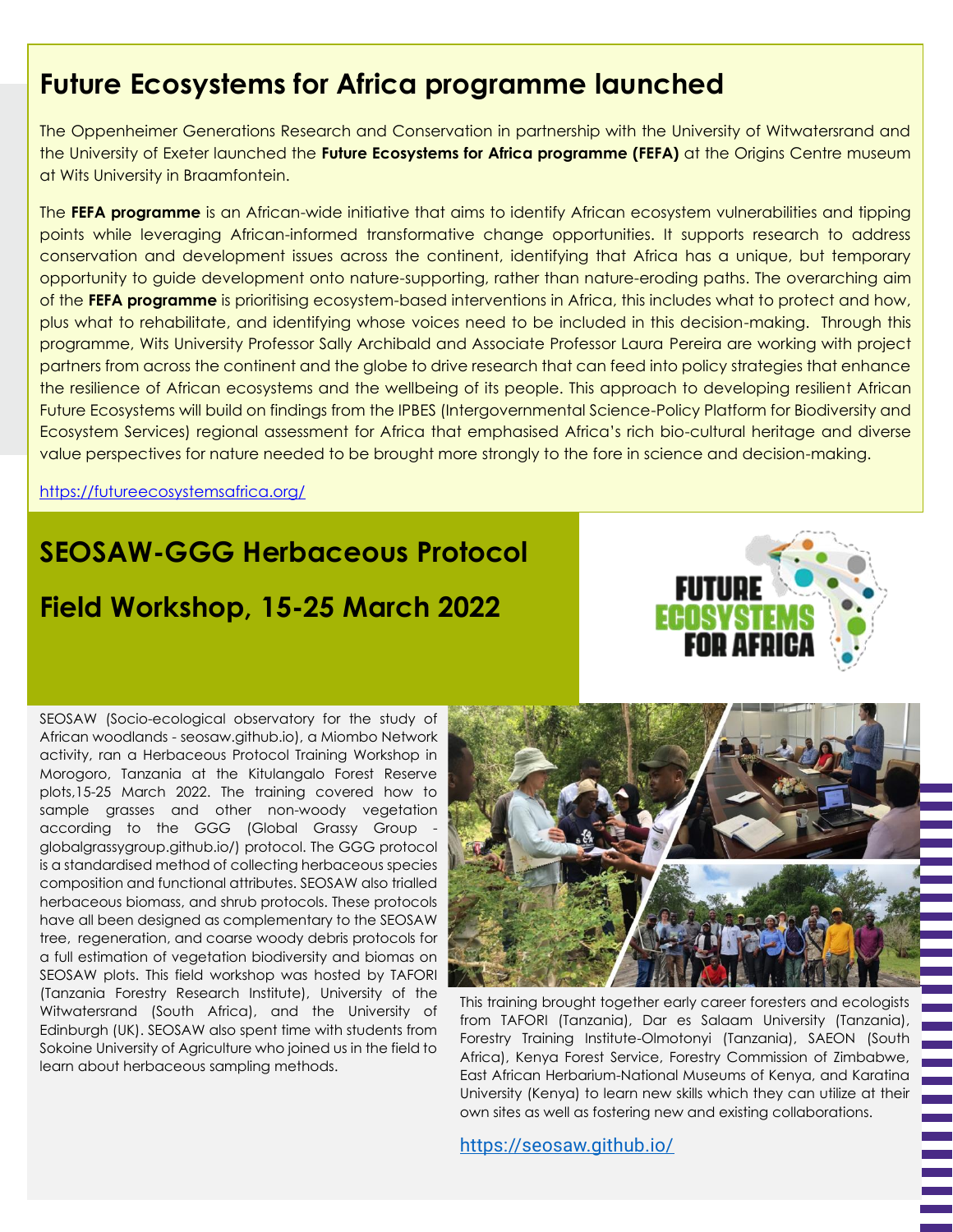## Future Ecosystems for Africa programme launched

The Oppenheimer Generations Research and Conservation in partnership with the University of Witwatersrand and the University of Exeter launched the **Future Ecosystems for Africa programme (FEFA)** at the Origins Centre museum at Wits University in Braamfontein.

The **FEFA programme** is an African-wide initiative that aims to identify African ecosystem vulnerabilities and tipping points while leveraging African-informed transformative change opportunities. It supports research to address conservation and development issues across the continent, identifying that Africa has a unique, but temporary opportunity to guide development onto nature-supporting, rather than nature-eroding paths. The overarching aim of the **FEFA programme** is prioritising ecosystem-based interventions in Africa, this includes what to protect and how, plus what to rehabilitate, and identifying whose voices need to be included in this decision-making. Through this programme, Wits University Professor Sally Archibald and Associate Professor Laura Pereira are working with project partners from across the continent and the globe to drive research that can feed into policy strategies that enhance the resilience of African ecosystems and the wellbeing of its people. This approach to developing resilient African Future Ecosystems will build on findings from the IPBES (Intergovernmental Science-Policy Platform for Biodiversity and Ecosystem Services) regional assessment for Africa that emphasised Africa's rich bio-cultural heritage and diverse value perspectives for nature needed to be brought more strongly to the fore in science and decision-making.

https://futureecosystemsafrica.org/

## SEOSAW-GGG Herbaceous Protocol Field Workshop, 15-25 March 2022

SEOSAW (Socio-ecological observatory for the study of African woodlands - seosaw.github.io), a Miombo Network activity, ran a Herbaceous Protocol Training Workshop in Morogoro, Tanzania at the Kitulangalo Forest Reserve plots,15-25 March 2022. The training covered how to sample grasses and other non-woody vegetation according to the GGG (Global Grassy Group - globalgrassygroup.github.io/) protocol. The GGG protocol is a standardised method of collecting herbaceous species composition and functional attributes. SEOSAW also trialled herbaceous biomass, and shrub protocols. These protocols have all been designed as complementary to the SEOSAW tree, regeneration, and coarse woody debris protocols for a full estimation of vegetation biodiversity and biomas on SEOSAW plots. This field workshop was hosted by TAFORI (Tanzania Forestry Research Institute), University of the Witwatersrand (South Africa), and the University of Edinburgh (UK). SEOSAW also spent time with students from Sokoine University of Agriculture who joined us in the field to learn about herbaceous sampling methods.

This training brought together early career foresters and ecologists from TAFORI (Tanzania), Dar es Salaam University (Tanzania), Forestry Training Institute-Olmotonyi (Tanzania), SAEON (South Africa), Kenya Forest Service, Forestry Commission of Zimbabwe, East African Herbarium-National Museums of Kenya, and Karatina University (Kenya) to learn new skills which they can utilize at their own sites as well as fostering new and existing collaborations.

https://seosaw.github.io/